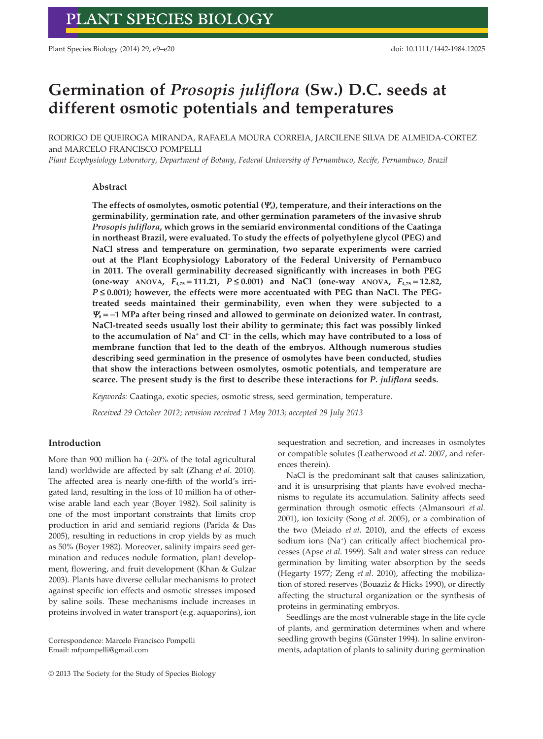# Germination of *Prosopis juliflora* (Sw.) D.C. seeds at different osmotic potentials and temperatures

RODRIGO DE QUEIROGA MIRANDA, RAFAELA MOURA CORREIA, JARCILENE SILVA DE ALMEIDA-CORTEZ and MARCELO FRANCISCO POMPELLI

*Plant Ecophysiology Laboratory, Department of Botany, Federal University of Pernambuco, Recife, Pernambuco, Brazil*

### Abstract

**The effects of osmolytes, osmotic potential ($\Psi_s$), temperature, and their interactions on the germinability, germination rate, and other germination parameters of the invasive shrub *Prosopis juliflora*, which grows in the semiarid environmental conditions of the Caatinga in northeast Brazil, were evaluated. To study the effects of polyethylene glycol (PEG) and NaCl stress and temperature on germination, two separate experiments were carried out at the Plant Ecophysiology Laboratory of the Federal University of Pernambuco in 2011. The overall germinability decreased significantly with increases in both PEG (one-way ANOVA, $F_{4,75} = 111.21$, $P \leq 0.001$) and NaCl (one-way ANOVA, $F_{4,75} = 12.82$, $P \leq 0.001$); however, the effects were more accentuated with PEG than NaCl. The PEG-treated seeds maintained their germinability, even when they were subjected to a $\Psi_s = -1$ MPa after being rinsed and allowed to germinate on deionized water. In contrast, NaCl-treated seeds usually lost their ability to germinate; this fact was possibly linked to the accumulation of $Na^+$ and $Cl^-$ in the cells, which may have contributed to a loss of membrane function that led to the death of the embryos. Although numerous studies describing seed germination in the presence of osmolytes have been conducted, studies that show the interactions between osmolytes, osmotic potentials, and temperature are scarce. The present study is the first to describe these interactions for *P. juliflora* seeds.**

*Keywords:* Caatinga, exotic species, osmotic stress, seed germination, temperature.

*Received 29 October 2012; revision received 1 May 2013; accepted 29 July 2013*

## Introduction

More than 900 million ha (~20% of the total agricultural land) worldwide are affected by salt (Zhang *et al*. 2010). The affected area is nearly one-fifth of the world's irrigated land, resulting in the loss of 10 million ha of otherwise arable land each year (Boyer 1982). Soil salinity is one of the most important constraints that limits crop production in arid and semiarid regions (Parida & Das 2005), resulting in reductions in crop yields by as much as 50% (Boyer 1982). Moreover, salinity impairs seed germination and reduces nodule formation, plant development, flowering, and fruit development (Khan & Gulzar 2003). Plants have diverse cellular mechanisms to protect against specific ion effects and osmotic stresses imposed by saline soils. These mechanisms include increases in proteins involved in water transport (e.g. aquaporins), ion sequestration and secretion, and increases in osmolytes or compatible solutes (Leatherwood *et al*. 2007, and references therein).

NaCl is the predominant salt that causes salinization, and it is unsurprising that plants have evolved mechanisms to regulate its accumulation. Salinity affects seed germination through osmotic effects (Almansouri *et al*. 2001), ion toxicity (Song *et al*. 2005), or a combination of the two (Meiado *et al*. 2010), and the effects of excess sodium ions ($Na^+$) can critically affect biochemical processes (Apse *et al*. 1999). Salt and water stress can reduce germination by limiting water absorption by the seeds (Hegarty 1977; Zeng *et al*. 2010), affecting the mobilization of stored reserves (Bouaziz & Hicks 1990), or directly affecting the structural organization or the synthesis of proteins in germinating embryos.

Seedlings are the most vulnerable stage in the life cycle of plants, and germination determines when and where seedling growth begins (Günster 1994). In saline environments, adaptation of plants to salinity during germination

Correspondence: Marcelo Francisco Pompelli
Email: mfpompelli@gmail.com

© 2013 The Society for the Study of Species Biology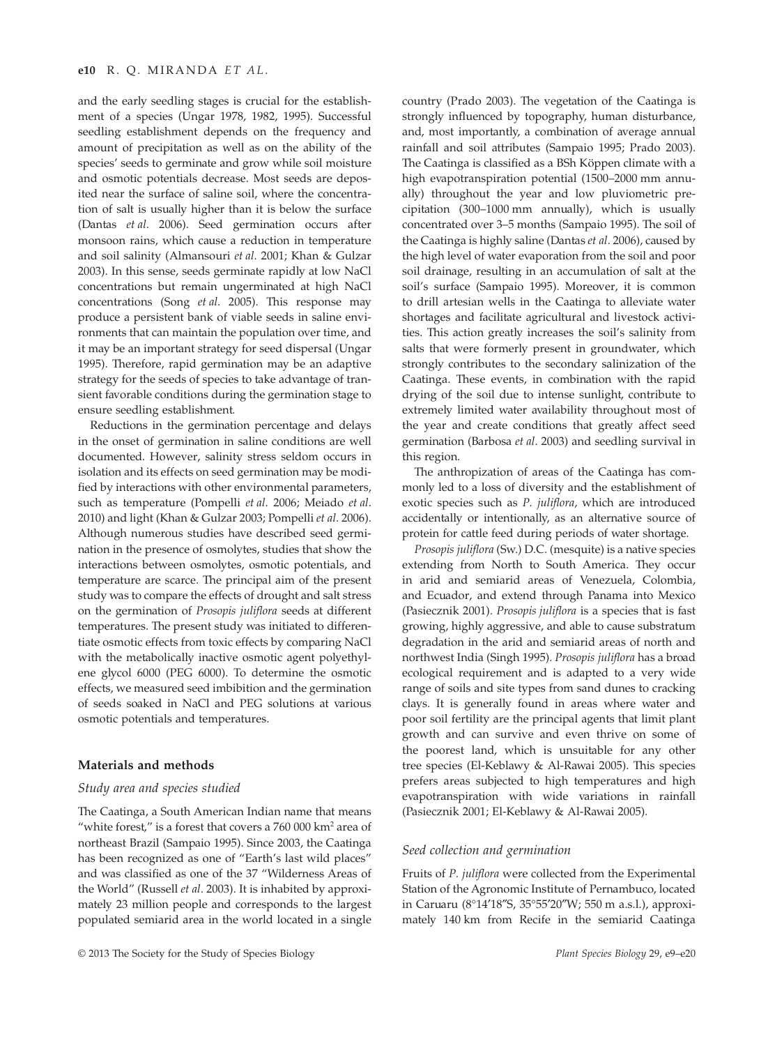and the early seedling stages is crucial for the establishment of a species (Ungar 1978, 1982, 1995). Successful seedling establishment depends on the frequency and amount of precipitation as well as on the ability of the species' seeds to germinate and grow while soil moisture and osmotic potentials decrease. Most seeds are deposited near the surface of saline soil, where the concentration of salt is usually higher than it is below the surface (Dantas *et al*. 2006). Seed germination occurs after monsoon rains, which cause a reduction in temperature and soil salinity (Almansouri *et al*. 2001; Khan & Gulzar 2003). In this sense, seeds germinate rapidly at low NaCl concentrations but remain ungerminated at high NaCl concentrations (Song *et al*. 2005). This response may produce a persistent bank of viable seeds in saline environments that can maintain the population over time, and it may be an important strategy for seed dispersal (Ungar 1995). Therefore, rapid germination may be an adaptive strategy for the seeds of species to take advantage of transient favorable conditions during the germination stage to ensure seedling establishment.

Reductions in the germination percentage and delays in the onset of germination in saline conditions are well documented. However, salinity stress seldom occurs in isolation and its effects on seed germination may be modified by interactions with other environmental parameters, such as temperature (Pompelli *et al*. 2006; Meiado *et al*. 2010) and light (Khan & Gulzar 2003; Pompelli *et al*. 2006). Although numerous studies have described seed germination in the presence of osmolytes, studies that show the interactions between osmolytes, osmotic potentials, and temperature are scarce. The principal aim of the present study was to compare the effects of drought and salt stress on the germination of *Prosopis juliflora* seeds at different temperatures. The present study was initiated to differentiate osmotic effects from toxic effects by comparing NaCl with the metabolically inactive osmotic agent polyethylene glycol 6000 (PEG 6000). To determine the osmotic effects, we measured seed imbibition and the germination of seeds soaked in NaCl and PEG solutions at various osmotic potentials and temperatures.

## Materials and methods

### Study area and species studied

The Caatinga, a South American Indian name that means "white forest," is a forest that covers a 760 000 km$^2$ area of northeast Brazil (Sampaio 1995). Since 2003, the Caatinga has been recognized as one of "Earth's last wild places" and was classified as one of the 37 "Wilderness Areas of the World" (Russell *et al*. 2003). It is inhabited by approximately 23 million people and corresponds to the largest populated semiarid area in the world located in a single country (Prado 2003). The vegetation of the Caatinga is strongly influenced by topography, human disturbance, and, most importantly, a combination of average annual rainfall and soil attributes (Sampaio 1995; Prado 2003). The Caatinga is classified as a BSh Köppen climate with a high evapotranspiration potential (1500–2000 mm annually) throughout the year and low pluviometric precipitation (300–1000 mm annually), which is usually concentrated over 3–5 months (Sampaio 1995). The soil of the Caatinga is highly saline (Dantas *et al*. 2006), caused by the high level of water evaporation from the soil and poor soil drainage, resulting in an accumulation of salt at the soil's surface (Sampaio 1995). Moreover, it is common to drill artesian wells in the Caatinga to alleviate water shortages and facilitate agricultural and livestock activities. This action greatly increases the soil's salinity from salts that were formerly present in groundwater, which strongly contributes to the secondary salinization of the Caatinga. These events, in combination with the rapid drying of the soil due to intense sunlight, contribute to extremely limited water availability throughout most of the year and create conditions that greatly affect seed germination (Barbosa *et al*. 2003) and seedling survival in this region.

The anthropization of areas of the Caatinga has commonly led to a loss of diversity and the establishment of exotic species such as *P. juliflora*, which are introduced accidentally or intentionally, as an alternative source of protein for cattle feed during periods of water shortage.

*Prosopis juliflora* (Sw.) D.C. (mesquite) is a native species extending from North to South America. They occur in arid and semiarid areas of Venezuela, Colombia, and Ecuador, and extend through Panama into Mexico (Pasiecznik 2001). *Prosopis juliflora* is a species that is fast growing, highly aggressive, and able to cause substratum degradation in the arid and semiarid areas of north and northwest India (Singh 1995). *Prosopis juliflora* has a broad ecological requirement and is adapted to a very wide range of soils and site types from sand dunes to cracking clays. It is generally found in areas where water and poor soil fertility are the principal agents that limit plant growth and can survive and even thrive on some of the poorest land, which is unsuitable for any other tree species (El-Keblawy & Al-Rawai 2005). This species prefers areas subjected to high temperatures and high evapotranspiration with wide variations in rainfall (Pasiecznik 2001; El-Keblawy & Al-Rawai 2005).

### Seed collection and germination

Fruits of *P. juliflora* were collected from the Experimental Station of the Agronomic Institute of Pernambuco, located in Caruaru (8°14′18″S, 35°55′20″W; 550 m a.s.l.), approximately 140 km from Recife in the semiarid Caatinga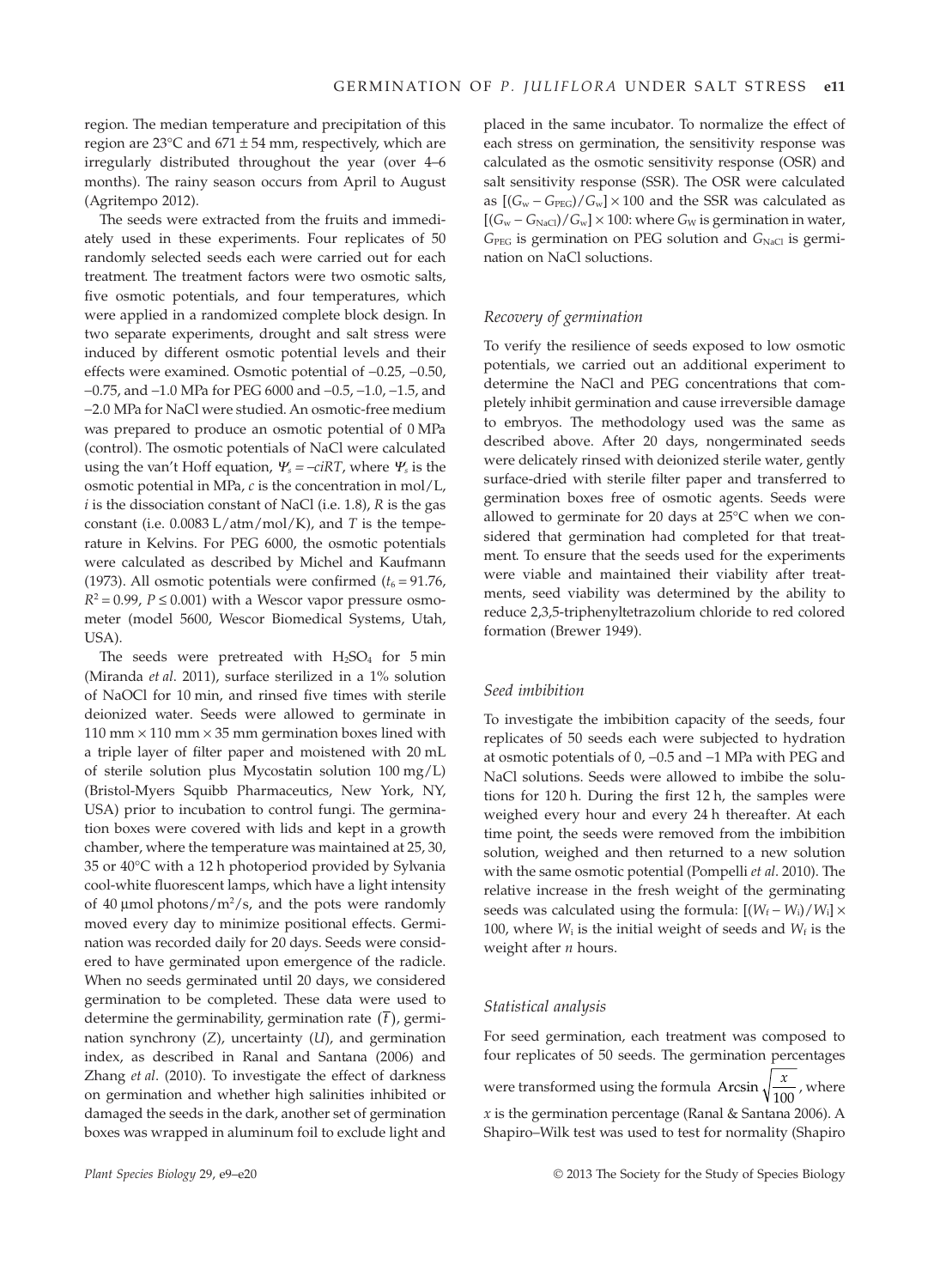region. The median temperature and precipitation of this region are 23°C and 671 ± 54 mm, respectively, which are irregularly distributed throughout the year (over 4–6 months). The rainy season occurs from April to August (Agritempo 2012).

The seeds were extracted from the fruits and immediately used in these experiments. Four replicates of 50 randomly selected seeds each were carried out for each treatment. The treatment factors were two osmotic salts, five osmotic potentials, and four temperatures, which were applied in a randomized complete block design. In two separate experiments, drought and salt stress were induced by different osmotic potential levels and their effects were examined. Osmotic potential of −0.25, −0.50, −0.75, and −1.0 MPa for PEG 6000 and −0.5, −1.0, −1.5, and −2.0 MPa for NaCl were studied. An osmotic-free medium was prepared to produce an osmotic potential of 0 MPa (control). The osmotic potentials of NaCl were calculated using the van't Hoff equation, $\Psi_s = -ciRT$, where $\Psi_s$ is the osmotic potential in MPa, $c$ is the concentration in mol/L, $i$ is the dissociation constant of NaCl (i.e. 1.8), $R$ is the gas constant (i.e. 0.0083 L/atm/mol/K), and $T$ is the temperature in Kelvins. For PEG 6000, the osmotic potentials were calculated as described by Michel and Kaufmann (1973). All osmotic potentials were confirmed ($t_6 = 91.76$, $R^2 = 0.99$, $P \leq 0.001$) with a Wescor vapor pressure osmometer (model 5600, Wescor Biomedical Systems, Utah, USA).

The seeds were pretreated with $H_2SO_4$ for 5 min (Miranda *et al*. 2011), surface sterilized in a 1% solution of NaOCl for 10 min, and rinsed five times with sterile deionized water. Seeds were allowed to germinate in 110 mm × 110 mm × 35 mm germination boxes lined with a triple layer of filter paper and moistened with 20 mL of sterile solution plus Mycostatin solution 100 mg/L) (Bristol-Myers Squibb Pharmaceutics, New York, NY, USA) prior to incubation to control fungi. The germination boxes were covered with lids and kept in a growth chamber, where the temperature was maintained at 25, 30, 35 or 40°C with a 12 h photoperiod provided by Sylvania cool-white fluorescent lamps, which have a light intensity of 40 µmol photons/m$^2$/s, and the pots were randomly moved every day to minimize positional effects. Germination was recorded daily for 20 days. Seeds were considered to have germinated upon emergence of the radicle. When no seeds germinated until 20 days, we considered germination to be completed. These data were used to determine the germinability, germination rate ($\bar{t}$), germination synchrony ($Z$), uncertainty ($U$), and germination index, as described in Ranal and Santana (2006) and Zhang *et al*. (2010). To investigate the effect of darkness on germination and whether high salinities inhibited or damaged the seeds in the dark, another set of germination boxes was wrapped in aluminum foil to exclude light and placed in the same incubator. To normalize the effect of each stress on germination, the sensitivity response was calculated as the osmotic sensitivity response (OSR) and salt sensitivity response (SSR). The OSR were calculated as $[(G_w - G_{PEG})/G_w] \times 100$ and the SSR was calculated as $[(G_w - G_{NaCl})/G_w] \times 100$: where $G_W$ is germination in water, $G_{PEG}$ is germination on PEG solution and $G_{NaCl}$ is germination on NaCl soluctions.

### *Recovery of germination*

To verify the resilience of seeds exposed to low osmotic potentials, we carried out an additional experiment to determine the NaCl and PEG concentrations that completely inhibit germination and cause irreversible damage to embryos. The methodology used was the same as described above. After 20 days, nongerminated seeds were delicately rinsed with deionized sterile water, gently surface-dried with sterile filter paper and transferred to germination boxes free of osmotic agents. Seeds were allowed to germinate for 20 days at 25°C when we considered that germination had completed for that treatment. To ensure that the seeds used for the experiments were viable and maintained their viability after treatments, seed viability was determined by the ability to reduce 2,3,5-triphenyltetrazolium chloride to red colored formation (Brewer 1949).

### *Seed imbibition*

To investigate the imbibition capacity of the seeds, four replicates of 50 seeds each were subjected to hydration at osmotic potentials of 0, −0.5 and −1 MPa with PEG and NaCl solutions. Seeds were allowed to imbibe the solutions for 120 h. During the first 12 h, the samples were weighed every hour and every 24 h thereafter. At each time point, the seeds were removed from the imbibition solution, weighed and then returned to a new solution with the same osmotic potential (Pompelli *et al*. 2010). The relative increase in the fresh weight of the germinating seeds was calculated using the formula: $[(W_f - W_i)/W_i] \times 100$, where $W_i$ is the initial weight of seeds and $W_f$ is the weight after $n$ hours.

### *Statistical analysis*

For seed germination, each treatment was composed to four replicates of 50 seeds. The germination percentages were transformed using the formula $\text{Arcsin}\sqrt{\dfrac{x}{100}}$, where $x$ is the germination percentage (Ranal & Santana 2006). A Shapiro–Wilk test was used to test for normality (Shapiro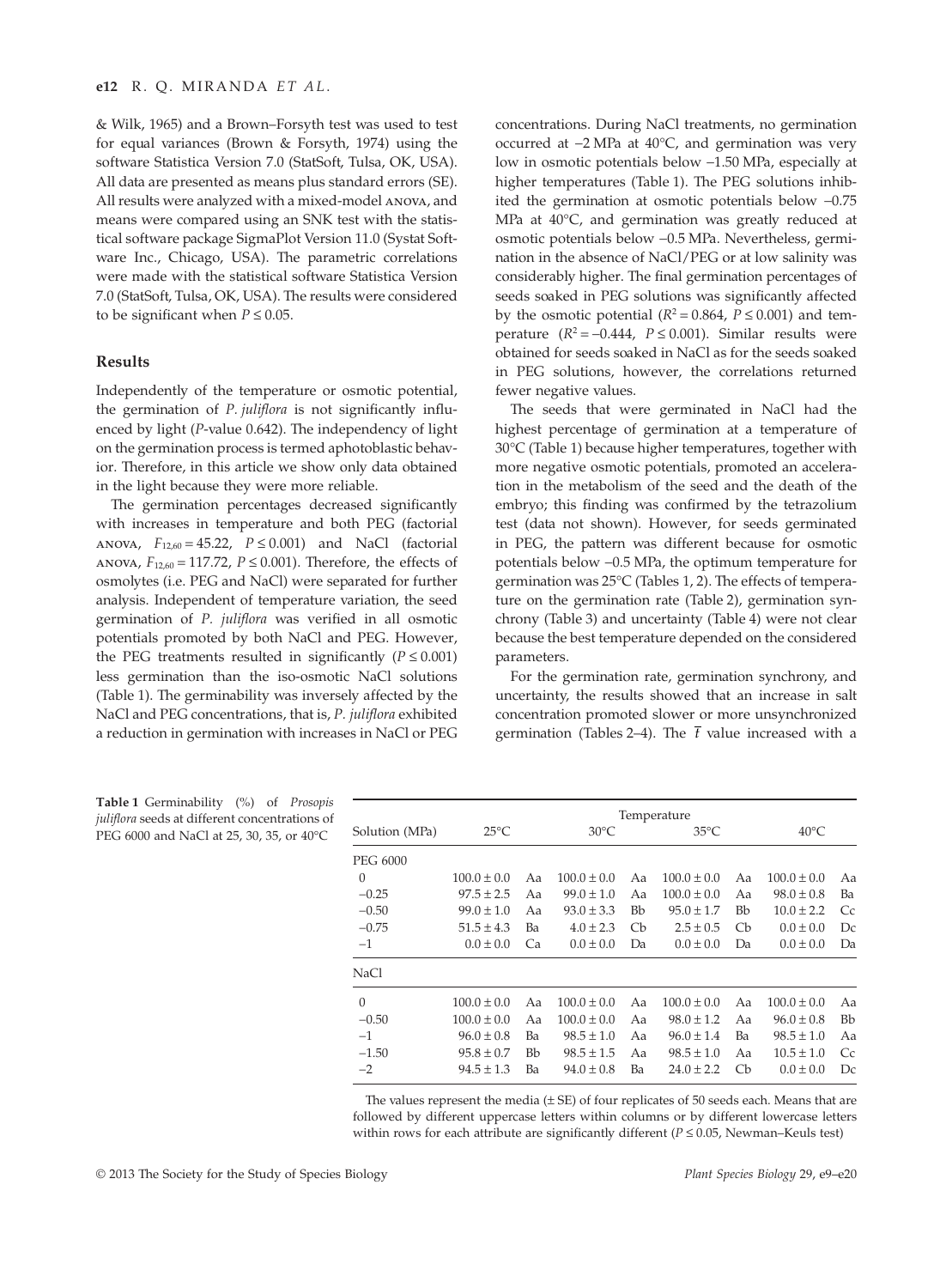& Wilk, 1965) and a Brown–Forsyth test was used to test for equal variances (Brown & Forsyth, 1974) using the software Statistica Version 7.0 (StatSoft, Tulsa, OK, USA). All data are presented as means plus standard errors (SE). All results were analyzed with a mixed-model ANOVA, and means were compared using an SNK test with the statistical software package SigmaPlot Version 11.0 (Systat Software Inc., Chicago, USA). The parametric correlations were made with the statistical software Statistica Version 7.0 (StatSoft, Tulsa, OK, USA). The results were considered to be significant when $P \leq 0.05$.

## Results

Independently of the temperature or osmotic potential, the germination of *P. juliflora* is not significantly influenced by light (*P*-value 0.642). The independency of light on the germination process is termed aphotoblastic behavior. Therefore, in this article we show only data obtained in the light because they were more reliable.

The germination percentages decreased significantly with increases in temperature and both PEG (factorial ANOVA, $F_{12,60} = 45.22$, $P \leq 0.001$) and NaCl (factorial ANOVA, $F_{12,60} = 117.72$, $P \leq 0.001$). Therefore, the effects of osmolytes (i.e. PEG and NaCl) were separated for further analysis. Independent of temperature variation, the seed germination of *P. juliflora* was verified in all osmotic potentials promoted by both NaCl and PEG. However, the PEG treatments resulted in significantly ($P \leq 0.001$) less germination than the iso-osmotic NaCl solutions (Table 1). The germinability was inversely affected by the NaCl and PEG concentrations, that is, *P. juliflora* exhibited a reduction in germination with increases in NaCl or PEG concentrations. During NaCl treatments, no germination occurred at −2 MPa at 40°C, and germination was very low in osmotic potentials below −1.50 MPa, especially at higher temperatures (Table 1). The PEG solutions inhibited the germination at osmotic potentials below −0.75 MPa at 40°C, and germination was greatly reduced at osmotic potentials below −0.5 MPa. Nevertheless, germination in the absence of NaCl/PEG or at low salinity was considerably higher. The final germination percentages of seeds soaked in PEG solutions was significantly affected by the osmotic potential ($R^2 = 0.864$, $P \leq 0.001$) and temperature ($R^2 = -0.444$, $P \leq 0.001$). Similar results were obtained for seeds soaked in NaCl as for the seeds soaked in PEG solutions, however, the correlations returned fewer negative values.

The seeds that were germinated in NaCl had the highest percentage of germination at a temperature of 30°C (Table 1) because higher temperatures, together with more negative osmotic potentials, promoted an acceleration in the metabolism of the seed and the death of the embryo; this finding was confirmed by the tetrazolium test (data not shown). However, for seeds germinated in PEG, the pattern was different because for osmotic potentials below −0.5 MPa, the optimum temperature for germination was 25°C (Tables 1, 2). The effects of temperature on the germination rate (Table 2), germination synchrony (Table 3) and uncertainty (Table 4) were not clear because the best temperature depended on the considered parameters.

For the germination rate, germination synchrony, and uncertainty, the results showed that an increase in salt concentration promoted slower or more unsynchronized germination (Tables 2–4). The $\bar{t}$ value increased with a

**Table 1** Germinability (%) of *Prosopis juliflora* seeds at different concentrations of PEG 6000 and NaCl at 25, 30, 35, or 40°C

| Solution (MPa) | Temperature 25°C | | 30°C | | 35°C | | 40°C | |
|---|---|---|---|---|---|---|---|---|
| PEG 6000 | | | | | | | | |
| 0 | 100.0 ± 0.0 | Aa | 100.0 ± 0.0 | Aa | 100.0 ± 0.0 | Aa | 100.0 ± 0.0 | Aa |
| −0.25 | 97.5 ± 2.5 | Aa | 99.0 ± 1.0 | Aa | 100.0 ± 0.0 | Aa | 98.0 ± 0.8 | Ba |
| −0.50 | 99.0 ± 1.0 | Aa | 93.0 ± 3.3 | Bb | 95.0 ± 1.7 | Bb | 10.0 ± 2.2 | Cc |
| −0.75 | 51.5 ± 4.3 | Ba | 4.0 ± 2.3 | Cb | 2.5 ± 0.5 | Cb | 0.0 ± 0.0 | Dc |
| −1 | 0.0 ± 0.0 | Ca | 0.0 ± 0.0 | Da | 0.0 ± 0.0 | Da | 0.0 ± 0.0 | Da |
| NaCl | | | | | | | | |
| 0 | 100.0 ± 0.0 | Aa | 100.0 ± 0.0 | Aa | 100.0 ± 0.0 | Aa | 100.0 ± 0.0 | Aa |
| −0.50 | 100.0 ± 0.0 | Aa | 100.0 ± 0.0 | Aa | 98.0 ± 1.2 | Aa | 96.0 ± 0.8 | Bb |
| −1 | 96.0 ± 0.8 | Ba | 98.5 ± 1.0 | Aa | 96.0 ± 1.4 | Ba | 98.5 ± 1.0 | Aa |
| −1.50 | 95.8 ± 0.7 | Bb | 98.5 ± 1.5 | Aa | 98.5 ± 1.0 | Aa | 10.5 ± 1.0 | Cc |
| −2 | 94.5 ± 1.3 | Ba | 94.0 ± 0.8 | Ba | 24.0 ± 2.2 | Cb | 0.0 ± 0.0 | Dc |

The values represent the media (± SE) of four replicates of 50 seeds each. Means that are followed by different uppercase letters within columns or by different lowercase letters within rows for each attribute are significantly different ($P \leq 0.05$, Newman–Keuls test)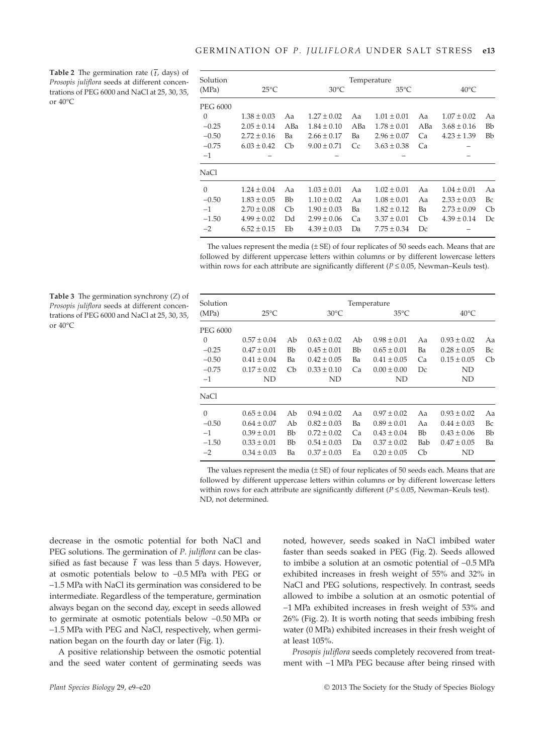**Table 2** The germination rate ($\bar{t}$, days) of *Prosopis juliflora* seeds at different concentrations of PEG 6000 and NaCl at 25, 30, 35, or 40°C

| Solution (MPa) | Temperature | | | | | | | |
|---|---|---|---|---|---|---|---|---|
| | 25°C | | 30°C | | 35°C | | 40°C | |
| PEG 6000 | | | | | | | | |
| 0 | 1.38 ± 0.03 | Aa | 1.27 ± 0.02 | Aa | 1.01 ± 0.01 | Aa | 1.07 ± 0.02 | Aa |
| −0.25 | 2.05 ± 0.14 | ABa | 1.84 ± 0.10 | ABa | 1.78 ± 0.01 | ABa | 3.68 ± 0.16 | Bb |
| −0.50 | 2.72 ± 0.16 | Ba | 2.66 ± 0.17 | Ba | 2.96 ± 0.07 | Ca | 4.23 ± 1.39 | Bb |
| −0.75 | 6.03 ± 0.42 | Cb | 9.00 ± 0.71 | Cc | 3.63 ± 0.38 | Ca | – | |
| −1 | – | | – | | – | | – | |
| NaCl | | | | | | | | |
| 0 | 1.24 ± 0.04 | Aa | 1.03 ± 0.01 | Aa | 1.02 ± 0.01 | Aa | 1.04 ± 0.01 | Aa |
| −0.50 | 1.83 ± 0.05 | Bb | 1.10 ± 0.02 | Aa | 1.08 ± 0.01 | Aa | 2.33 ± 0.03 | Bc |
| −1 | 2.70 ± 0.08 | Cb | 1.90 ± 0.03 | Ba | 1.82 ± 0.12 | Ba | 2.73 ± 0.09 | Cb |
| −1.50 | 4.99 ± 0.02 | Dd | 2.99 ± 0.06 | Ca | 3.37 ± 0.01 | Cb | 4.39 ± 0.14 | Dc |
| −2 | 6.52 ± 0.15 | Eb | 4.39 ± 0.03 | Da | 7.75 ± 0.34 | Dc | – | |

The values represent the media (± SE) of four replicates of 50 seeds each. Means that are followed by different uppercase letters within columns or by different lowercase letters within rows for each attribute are significantly different ($P \leq 0.05$, Newman–Keuls test).

**Table 3** The germination synchrony ($Z$) of *Prosopis juliflora* seeds at different concentrations of PEG 6000 and NaCl at 25, 30, 35, or 40°C

| Solution (MPa) | Temperature | | | | | | | |
|---|---|---|---|---|---|---|---|---|
| | 25°C | | 30°C | | 35°C | | 40°C | |
| PEG 6000 | | | | | | | | |
| 0 | 0.57 ± 0.04 | Ab | 0.63 ± 0.02 | Ab | 0.98 ± 0.01 | Aa | 0.93 ± 0.02 | Aa |
| −0.25 | 0.47 ± 0.01 | Bb | 0.45 ± 0.01 | Bb | 0.65 ± 0.01 | Ba | 0.28 ± 0.05 | Bc |
| −0.50 | 0.41 ± 0.04 | Ba | 0.42 ± 0.05 | Ba | 0.41 ± 0.05 | Ca | 0.15 ± 0.05 | Cb |
| −0.75 | 0.17 ± 0.02 | Cb | 0.33 ± 0.10 | Ca | 0.00 ± 0.00 | Dc | ND | |
| −1 | ND | | ND | | ND | | ND | |
| NaCl | | | | | | | | |
| 0 | 0.65 ± 0.04 | Ab | 0.94 ± 0.02 | Aa | 0.97 ± 0.02 | Aa | 0.93 ± 0.02 | Aa |
| −0.50 | 0.64 ± 0.07 | Ab | 0.82 ± 0.03 | Ba | 0.89 ± 0.01 | Aa | 0.44 ± 0.03 | Bc |
| −1 | 0.39 ± 0.01 | Bb | 0.72 ± 0.02 | Ca | 0.43 ± 0.04 | Bb | 0.43 ± 0.06 | Bb |
| −1.50 | 0.33 ± 0.01 | Bb | 0.54 ± 0.03 | Da | 0.37 ± 0.02 | Bab | 0.47 ± 0.05 | Ba |
| −2 | 0.34 ± 0.03 | Ba | 0.37 ± 0.03 | Ea | 0.20 ± 0.05 | Cb | ND | |

The values represent the media (± SE) of four replicates of 50 seeds each. Means that are followed by different uppercase letters within columns or by different lowercase letters within rows for each attribute are significantly different ($P \leq 0.05$, Newman–Keuls test). ND, not determined.

decrease in the osmotic potential for both NaCl and PEG solutions. The germination of *P. juliflora* can be classified as fast because $\bar{t}$ was less than 5 days. However, at osmotic potentials below to −0.5 MPa with PEG or −1.5 MPa with NaCl its germination was considered to be intermediate. Regardless of the temperature, germination always began on the second day, except in seeds allowed to germinate at osmotic potentials below −0.50 MPa or −1.5 MPa with PEG and NaCl, respectively, when germination began on the fourth day or later (Fig. 1).

A positive relationship between the osmotic potential and the seed water content of germinating seeds was noted, however, seeds soaked in NaCl imbibed water faster than seeds soaked in PEG (Fig. 2). Seeds allowed to imbibe a solution at an osmotic potential of −0.5 MPa exhibited increases in fresh weight of 55% and 32% in NaCl and PEG solutions, respectively. In contrast, seeds allowed to imbibe a solution at an osmotic potential of −1 MPa exhibited increases in fresh weight of 53% and 26% (Fig. 2). It is worth noting that seeds imbibing fresh water (0 MPa) exhibited increases in their fresh weight of at least 105%.

*Prosopis juliflora* seeds completely recovered from treatment with −1 MPa PEG because after being rinsed with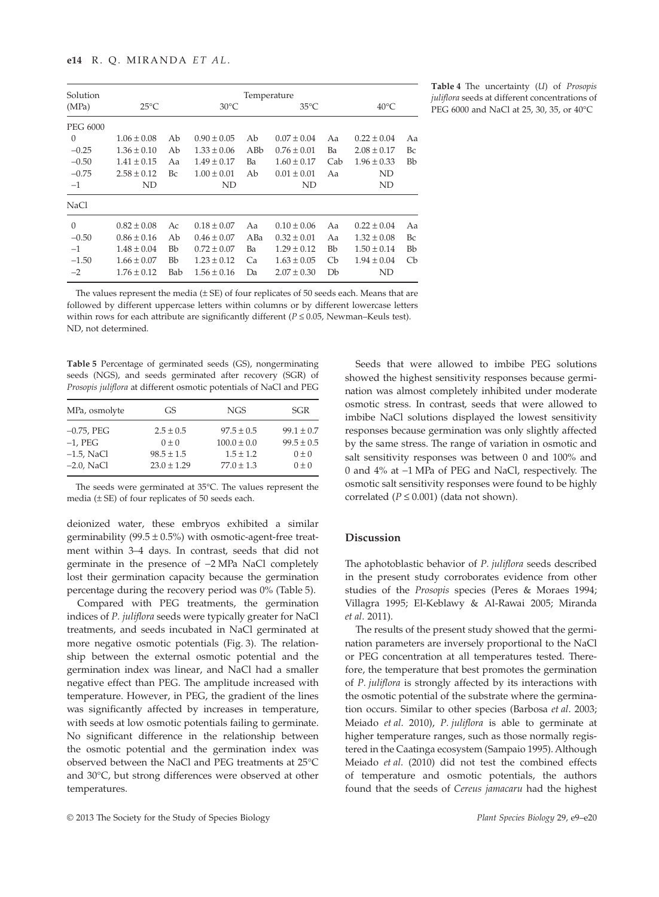**Table 4** The uncertainty (*U*) of *Prosopis juliflora* seeds at different concentrations of PEG 6000 and NaCl at 25, 30, 35, or 40°C

| Solution (MPa) | Temperature | | | | | | | |
|---|---|---|---|---|---|---|---|---|
| | 25°C | | 30°C | | 35°C | | 40°C | |
| PEG 6000 | | | | | | | | |
| 0 | 1.06 ± 0.08 | Ab | 0.90 ± 0.05 | Ab | 0.07 ± 0.04 | Aa | 0.22 ± 0.04 | Aa |
| −0.25 | 1.36 ± 0.10 | Ab | 1.33 ± 0.06 | ABb | 0.76 ± 0.01 | Ba | 2.08 ± 0.17 | Bc |
| −0.50 | 1.41 ± 0.15 | Aa | 1.49 ± 0.17 | Ba | 1.60 ± 0.17 | Cab | 1.96 ± 0.33 | Bb |
| −0.75 | 2.58 ± 0.12 | Bc | 1.00 ± 0.01 | Ab | 0.01 ± 0.01 | Aa | ND | |
| −1 | ND | | ND | | ND | | ND | |
| NaCl | | | | | | | | |
| 0 | 0.82 ± 0.08 | Ac | 0.18 ± 0.07 | Aa | 0.10 ± 0.06 | Aa | 0.22 ± 0.04 | Aa |
| −0.50 | 0.86 ± 0.16 | Ab | 0.46 ± 0.07 | ABa | 0.32 ± 0.01 | Aa | 1.32 ± 0.08 | Bc |
| −1 | 1.48 ± 0.04 | Bb | 0.72 ± 0.07 | Ba | 1.29 ± 0.12 | Bb | 1.50 ± 0.14 | Bb |
| −1.50 | 1.66 ± 0.07 | Bb | 1.23 ± 0.12 | Ca | 1.63 ± 0.05 | Cb | 1.94 ± 0.04 | Cb |
| −2 | 1.76 ± 0.12 | Bab | 1.56 ± 0.16 | Da | 2.07 ± 0.30 | Db | ND | |

The values represent the media (± SE) of four replicates of 50 seeds each. Means that are followed by different uppercase letters within columns or by different lowercase letters within rows for each attribute are significantly different ($P \leq 0.05$, Newman–Keuls test). ND, not determined.

**Table 5** Percentage of germinated seeds (GS), nongerminating seeds (NGS), and seeds germinated after recovery (SGR) of *Prosopis juliflora* at different osmotic potentials of NaCl and PEG

| MPa, osmolyte | GS | NGS | SGR |
|---|---|---|---|
| −0.75, PEG | 2.5 ± 0.5 | 97.5 ± 0.5 | 99.1 ± 0.7 |
| −1, PEG | 0 ± 0 | 100.0 ± 0.0 | 99.5 ± 0.5 |
| −1.5, NaCl | 98.5 ± 1.5 | 1.5 ± 1.2 | 0 ± 0 |
| −2.0, NaCl | 23.0 ± 1.29 | 77.0 ± 1.3 | 0 ± 0 |

The seeds were germinated at 35°C. The values represent the media (± SE) of four replicates of 50 seeds each.

deionized water, these embryos exhibited a similar germinability (99.5 ± 0.5%) with osmotic-agent-free treatment within 3–4 days. In contrast, seeds that did not germinate in the presence of −2 MPa NaCl completely lost their germination capacity because the germination percentage during the recovery period was 0% (Table 5).

Compared with PEG treatments, the germination indices of *P. juliflora* seeds were typically greater for NaCl treatments, and seeds incubated in NaCl germinated at more negative osmotic potentials (Fig. 3). The relationship between the external osmotic potential and the germination index was linear, and NaCl had a smaller negative effect than PEG. The amplitude increased with temperature. However, in PEG, the gradient of the lines was significantly affected by increases in temperature, with seeds at low osmotic potentials failing to germinate. No significant difference in the relationship between the osmotic potential and the germination index was observed between the NaCl and PEG treatments at 25°C and 30°C, but strong differences were observed at other temperatures.

Seeds that were allowed to imbibe PEG solutions showed the highest sensitivity responses because germination was almost completely inhibited under moderate osmotic stress. In contrast, seeds that were allowed to imbibe NaCl solutions displayed the lowest sensitivity responses because germination was only slightly affected by the same stress. The range of variation in osmotic and salt sensitivity responses was between 0 and 100% and 0 and 4% at −1 MPa of PEG and NaCl, respectively. The osmotic salt sensitivity responses were found to be highly correlated ($P \leq 0.001$) (data not shown).

## Discussion

The aphotoblastic behavior of *P. juliflora* seeds described in the present study corroborates evidence from other studies of the *Prosopis* species (Peres & Moraes 1994; Villagra 1995; El-Keblawy & Al-Rawai 2005; Miranda *et al*. 2011).

The results of the present study showed that the germination parameters are inversely proportional to the NaCl or PEG concentration at all temperatures tested. Therefore, the temperature that best promotes the germination of *P. juliflora* is strongly affected by its interactions with the osmotic potential of the substrate where the germination occurs. Similar to other species (Barbosa *et al*. 2003; Meiado *et al*. 2010), *P. juliflora* is able to germinate at higher temperature ranges, such as those normally registered in the Caatinga ecosystem (Sampaio 1995). Although Meiado *et al*. (2010) did not test the combined effects of temperature and osmotic potentials, the authors found that the seeds of *Cereus jamacaru* had the highest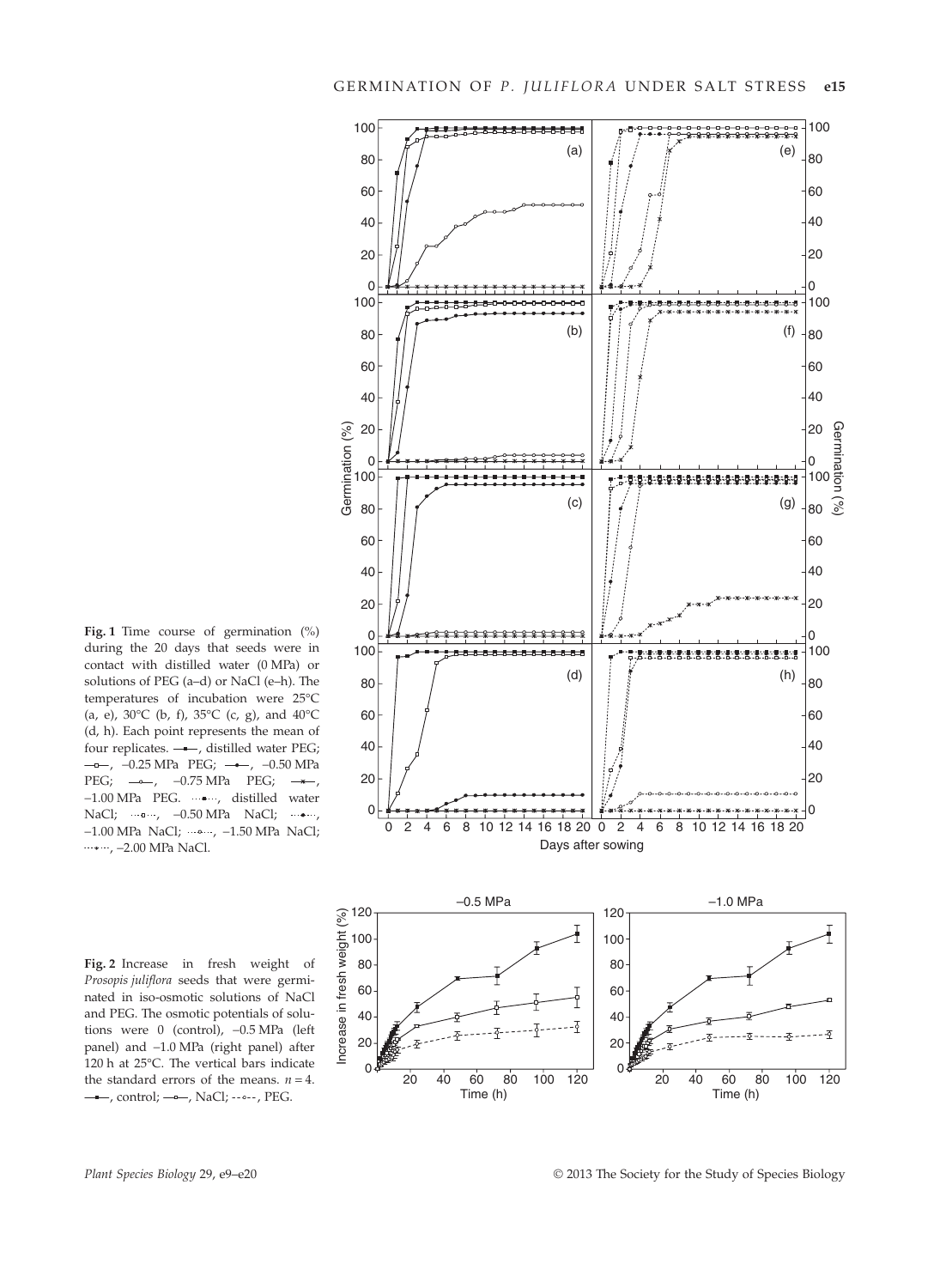**Fig. 1** Time course of germination (%) during the 20 days that seeds were in contact with distilled water (0 MPa) or solutions of PEG (a–d) or NaCl (e–h). The temperatures of incubation were 25°C (a, e), 30°C (b, f), 35°C (c, g), and 40°C (d, h). Each point represents the mean of four replicates. —■—, distilled water PEG; —□—, −0.25 MPa PEG; —●—, −0.50 MPa PEG; —○—, −0.75 MPa PEG; —✱—, −1.00 MPa PEG. ···■···, distilled water NaCl; ···□···, −0.50 MPa NaCl; ···●···, −1.00 MPa NaCl; ···○···, −1.50 MPa NaCl; ···✱···, −2.00 MPa NaCl.

**Fig. 2** Increase in fresh weight of *Prosopis juliflora* seeds that were germinated in iso-osmotic solutions of NaCl and PEG. The osmotic potentials of solutions were 0 (control), −0.5 MPa (left panel) and −1.0 MPa (right panel) after 120 h at 25°C. The vertical bars indicate the standard errors of the means. $n = 4$. —■—, control; —□—, NaCl; - -○- -, PEG.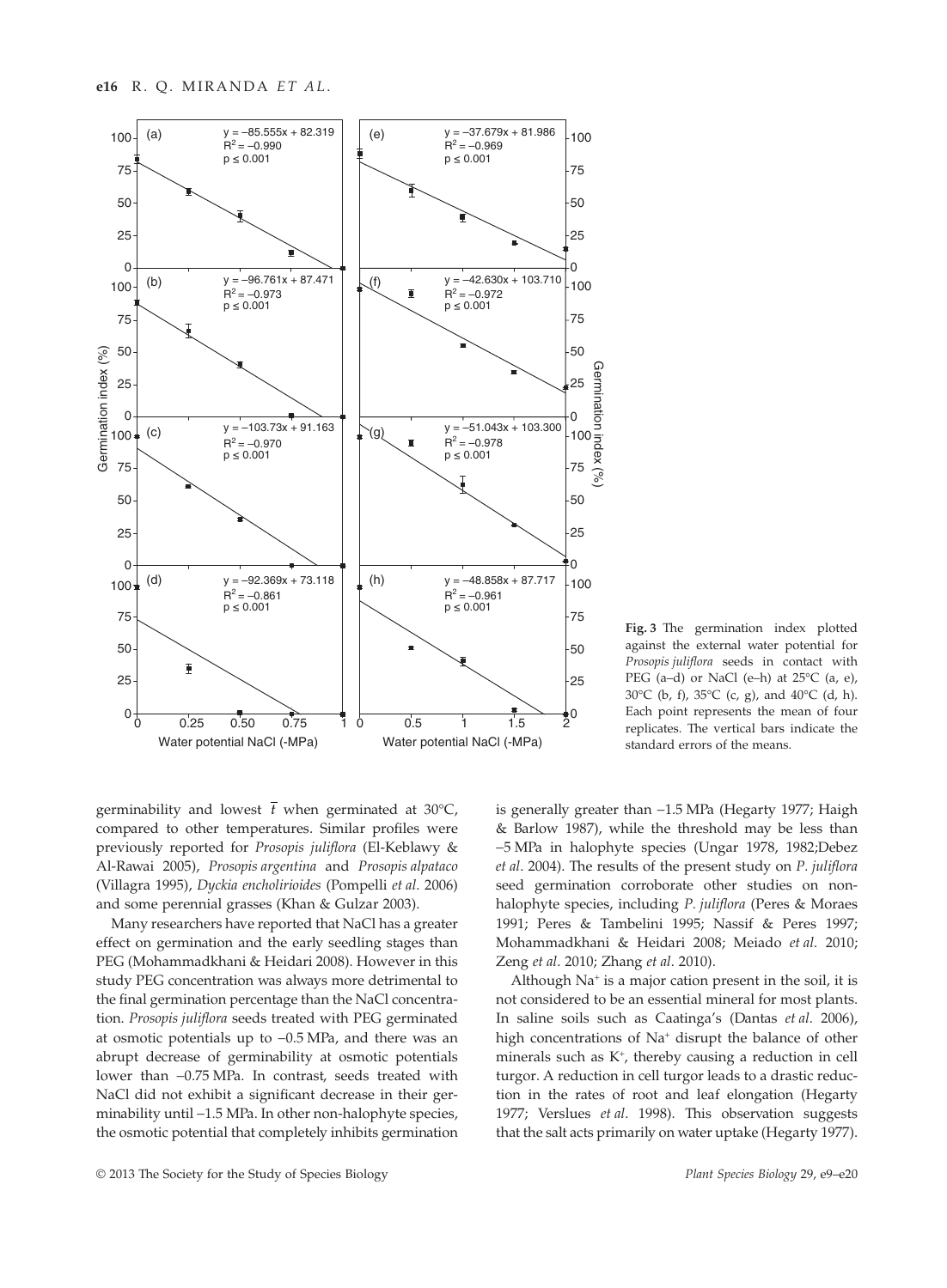Fig. 3 The germination index plotted against the external water potential for *Prosopis juliflora* seeds in contact with PEG (a–d) or NaCl (e–h) at 25°C (a, e), 30°C (b, f), 35°C (c, g), and 40°C (d, h). Each point represents the mean of four replicates. The vertical bars indicate the standard errors of the means.

germinability and lowest $\overline{t}$ when germinated at 30°C, compared to other temperatures. Similar profiles were previously reported for *Prosopis juliflora* (El-Keblawy & Al-Rawai 2005), *Prosopis argentina* and *Prosopis alpataco* (Villagra 1995), *Dyckia encholirioides* (Pompelli *et al*. 2006) and some perennial grasses (Khan & Gulzar 2003).

Many researchers have reported that NaCl has a greater effect on germination and the early seedling stages than PEG (Mohammadkhani & Heidari 2008). However in this study PEG concentration was always more detrimental to the final germination percentage than the NaCl concentration. *Prosopis juliflora* seeds treated with PEG germinated at osmotic potentials up to −0.5 MPa, and there was an abrupt decrease of germinability at osmotic potentials lower than −0.75 MPa. In contrast, seeds treated with NaCl did not exhibit a significant decrease in their germinability until −1.5 MPa. In other non-halophyte species, the osmotic potential that completely inhibits germination is generally greater than −1.5 MPa (Hegarty 1977; Haigh & Barlow 1987), while the threshold may be less than −5 MPa in halophyte species (Ungar 1978, 1982;Debez *et al*. 2004). The results of the present study on *P. juliflora* seed germination corroborate other studies on non-halophyte species, including *P. juliflora* (Peres & Moraes 1991; Peres & Tambelini 1995; Nassif & Peres 1997; Mohammadkhani & Heidari 2008; Meiado *et al*. 2010; Zeng *et al*. 2010; Zhang *et al*. 2010).

Although $Na^+$ is a major cation present in the soil, it is not considered to be an essential mineral for most plants. In saline soils such as Caatinga's (Dantas *et al*. 2006), high concentrations of $Na^+$ disrupt the balance of other minerals such as $K^+$, thereby causing a reduction in cell turgor. A reduction in cell turgor leads to a drastic reduction in the rates of root and leaf elongation (Hegarty 1977; Verslues *et al*. 1998). This observation suggests that the salt acts primarily on water uptake (Hegarty 1977).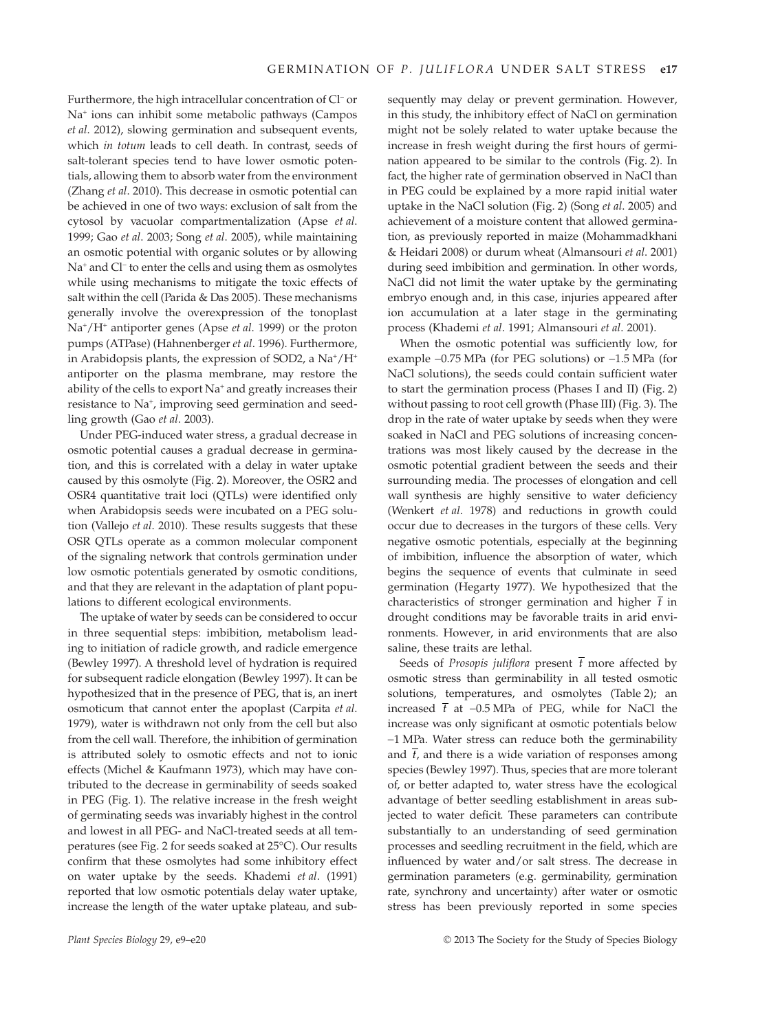Furthermore, the high intracellular concentration of $Cl^-$ or $Na^+$ ions can inhibit some metabolic pathways (Campos *et al*. 2012), slowing germination and subsequent events, which *in totum* leads to cell death. In contrast, seeds of salt-tolerant species tend to have lower osmotic potentials, allowing them to absorb water from the environment (Zhang *et al*. 2010). This decrease in osmotic potential can be achieved in one of two ways: exclusion of salt from the cytosol by vacuolar compartmentalization (Apse *et al.* 1999; Gao *et al*. 2003; Song *et al*. 2005), while maintaining an osmotic potential with organic solutes or by allowing $Na^+$ and $Cl^-$ to enter the cells and using them as osmolytes while using mechanisms to mitigate the toxic effects of salt within the cell (Parida & Das 2005). These mechanisms generally involve the overexpression of the tonoplast $Na^+/H^+$ antiporter genes (Apse *et al*. 1999) or the proton pumps (ATPase) (Hahnenberger *et al*. 1996). Furthermore, in Arabidopsis plants, the expression of SOD2, a $Na^+/H^+$ antiporter on the plasma membrane, may restore the ability of the cells to export $Na^+$ and greatly increases their resistance to $Na^+$, improving seed germination and seedling growth (Gao *et al*. 2003).

Under PEG-induced water stress, a gradual decrease in osmotic potential causes a gradual decrease in germination, and this is correlated with a delay in water uptake caused by this osmolyte (Fig. 2). Moreover, the OSR2 and OSR4 quantitative trait loci (QTLs) were identified only when Arabidopsis seeds were incubated on a PEG solution (Vallejo *et al*. 2010). These results suggests that these OSR QTLs operate as a common molecular component of the signaling network that controls germination under low osmotic potentials generated by osmotic conditions, and that they are relevant in the adaptation of plant populations to different ecological environments.

The uptake of water by seeds can be considered to occur in three sequential steps: imbibition, metabolism leading to initiation of radicle growth, and radicle emergence (Bewley 1997). A threshold level of hydration is required for subsequent radicle elongation (Bewley 1997). It can be hypothesized that in the presence of PEG, that is, an inert osmoticum that cannot enter the apoplast (Carpita *et al*. 1979), water is withdrawn not only from the cell but also from the cell wall. Therefore, the inhibition of germination is attributed solely to osmotic effects and not to ionic effects (Michel & Kaufmann 1973), which may have contributed to the decrease in germinability of seeds soaked in PEG (Fig. 1). The relative increase in the fresh weight of germinating seeds was invariably highest in the control and lowest in all PEG- and NaCl-treated seeds at all temperatures (see Fig. 2 for seeds soaked at 25°C). Our results confirm that these osmolytes had some inhibitory effect on water uptake by the seeds. Khademi *et al*. (1991) reported that low osmotic potentials delay water uptake, increase the length of the water uptake plateau, and subsequently may delay or prevent germination. However, in this study, the inhibitory effect of NaCl on germination might not be solely related to water uptake because the increase in fresh weight during the first hours of germination appeared to be similar to the controls (Fig. 2). In fact, the higher rate of germination observed in NaCl than in PEG could be explained by a more rapid initial water uptake in the NaCl solution (Fig. 2) (Song *et al*. 2005) and achievement of a moisture content that allowed germination, as previously reported in maize (Mohammadkhani & Heidari 2008) or durum wheat (Almansouri *et al*. 2001) during seed imbibition and germination. In other words, NaCl did not limit the water uptake by the germinating embryo enough and, in this case, injuries appeared after ion accumulation at a later stage in the germinating process (Khademi *et al*. 1991; Almansouri *et al*. 2001).

When the osmotic potential was sufficiently low, for example −0.75 MPa (for PEG solutions) or −1.5 MPa (for NaCl solutions), the seeds could contain sufficient water to start the germination process (Phases I and II) (Fig. 2) without passing to root cell growth (Phase III) (Fig. 3). The drop in the rate of water uptake by seeds when they were soaked in NaCl and PEG solutions of increasing concentrations was most likely caused by the decrease in the osmotic potential gradient between the seeds and their surrounding media. The processes of elongation and cell wall synthesis are highly sensitive to water deficiency (Wenkert *et al*. 1978) and reductions in growth could occur due to decreases in the turgors of these cells. Very negative osmotic potentials, especially at the beginning of imbibition, influence the absorption of water, which begins the sequence of events that culminate in seed germination (Hegarty 1977). We hypothesized that the characteristics of stronger germination and higher $\overline{t}$ in drought conditions may be favorable traits in arid environments. However, in arid environments that are also saline, these traits are lethal.

Seeds of *Prosopis juliflora* present $\overline{t}$ more affected by osmotic stress than germinability in all tested osmotic solutions, temperatures, and osmolytes (Table 2); an increased $\overline{t}$ at −0.5 MPa of PEG, while for NaCl the increase was only significant at osmotic potentials below −1 MPa. Water stress can reduce both the germinability and $\overline{t}$, and there is a wide variation of responses among species (Bewley 1997). Thus, species that are more tolerant of, or better adapted to, water stress have the ecological advantage of better seedling establishment in areas subjected to water deficit. These parameters can contribute substantially to an understanding of seed germination processes and seedling recruitment in the field, which are influenced by water and/or salt stress. The decrease in germination parameters (e.g. germinability, germination rate, synchrony and uncertainty) after water or osmotic stress has been previously reported in some species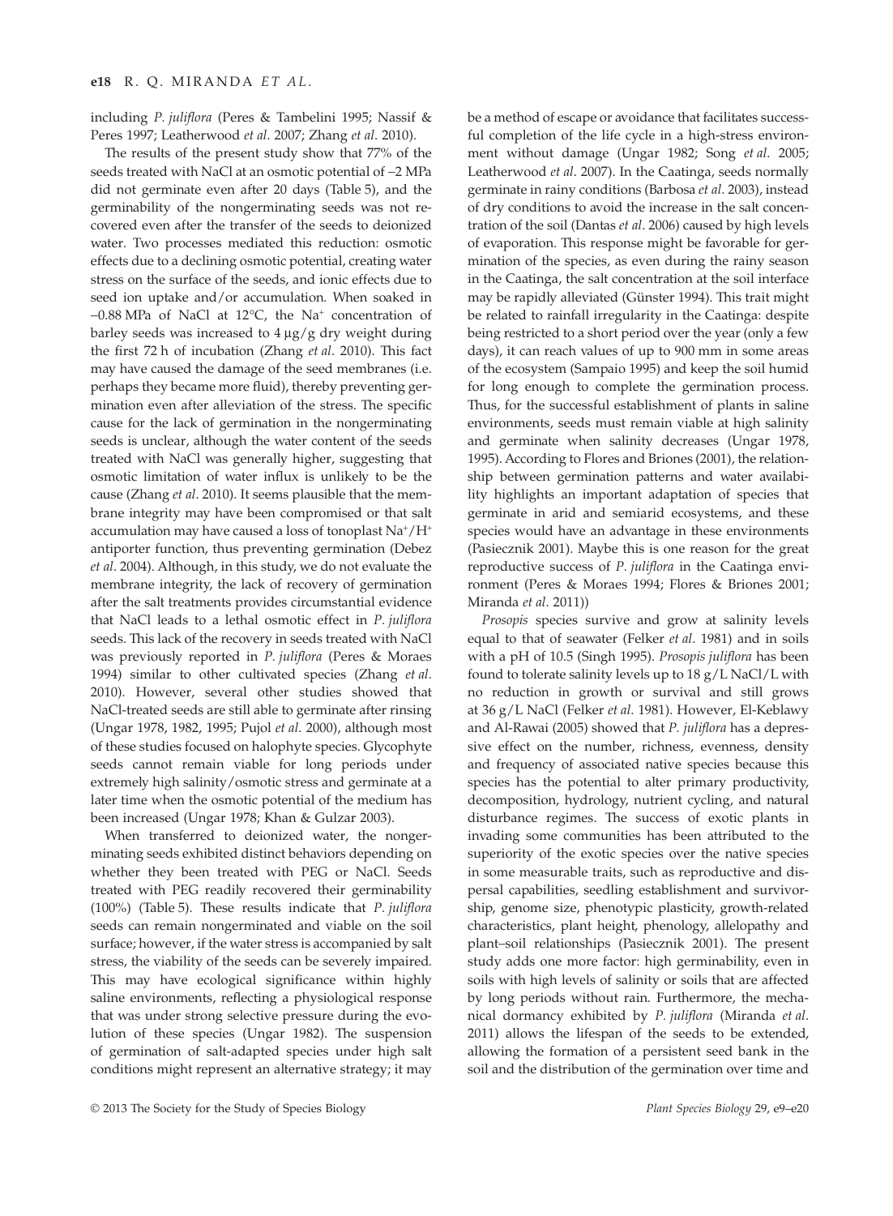including *P. juliflora* (Peres & Tambelini 1995; Nassif & Peres 1997; Leatherwood *et al*. 2007; Zhang *et al*. 2010).

The results of the present study show that 77% of the seeds treated with NaCl at an osmotic potential of −2 MPa did not germinate even after 20 days (Table 5), and the germinability of the nongerminating seeds was not recovered even after the transfer of the seeds to deionized water. Two processes mediated this reduction: osmotic effects due to a declining osmotic potential, creating water stress on the surface of the seeds, and ionic effects due to seed ion uptake and/or accumulation. When soaked in −0.88 MPa of NaCl at 12°C, the $Na^+$ concentration of barley seeds was increased to 4 µg/g dry weight during the first 72 h of incubation (Zhang *et al*. 2010). This fact may have caused the damage of the seed membranes (i.e. perhaps they became more fluid), thereby preventing germination even after alleviation of the stress. The specific cause for the lack of germination in the nongerminating seeds is unclear, although the water content of the seeds treated with NaCl was generally higher, suggesting that osmotic limitation of water influx is unlikely to be the cause (Zhang *et al*. 2010). It seems plausible that the membrane integrity may have been compromised or that salt accumulation may have caused a loss of tonoplast $Na^+/H^+$ antiporter function, thus preventing germination (Debez *et al*. 2004). Although, in this study, we do not evaluate the membrane integrity, the lack of recovery of germination after the salt treatments provides circumstantial evidence that NaCl leads to a lethal osmotic effect in *P. juliflora* seeds. This lack of the recovery in seeds treated with NaCl was previously reported in *P. juliflora* (Peres & Moraes 1994) similar to other cultivated species (Zhang *et al*. 2010). However, several other studies showed that NaCl-treated seeds are still able to germinate after rinsing (Ungar 1978, 1982, 1995; Pujol *et al*. 2000), although most of these studies focused on halophyte species. Glycophyte seeds cannot remain viable for long periods under extremely high salinity/osmotic stress and germinate at a later time when the osmotic potential of the medium has been increased (Ungar 1978; Khan & Gulzar 2003).

When transferred to deionized water, the nongerminating seeds exhibited distinct behaviors depending on whether they been treated with PEG or NaCl. Seeds treated with PEG readily recovered their germinability (100%) (Table 5). These results indicate that *P. juliflora* seeds can remain nongerminated and viable on the soil surface; however, if the water stress is accompanied by salt stress, the viability of the seeds can be severely impaired. This may have ecological significance within highly saline environments, reflecting a physiological response that was under strong selective pressure during the evolution of these species (Ungar 1982). The suspension of germination of salt-adapted species under high salt conditions might represent an alternative strategy; it may be a method of escape or avoidance that facilitates successful completion of the life cycle in a high-stress environment without damage (Ungar 1982; Song *et al*. 2005; Leatherwood *et al*. 2007). In the Caatinga, seeds normally germinate in rainy conditions (Barbosa *et al*. 2003), instead of dry conditions to avoid the increase in the salt concentration of the soil (Dantas *et al*. 2006) caused by high levels of evaporation. This response might be favorable for germination of the species, as even during the rainy season in the Caatinga, the salt concentration at the soil interface may be rapidly alleviated (Günster 1994). This trait might be related to rainfall irregularity in the Caatinga: despite being restricted to a short period over the year (only a few days), it can reach values of up to 900 mm in some areas of the ecosystem (Sampaio 1995) and keep the soil humid for long enough to complete the germination process. Thus, for the successful establishment of plants in saline environments, seeds must remain viable at high salinity and germinate when salinity decreases (Ungar 1978, 1995). According to Flores and Briones (2001), the relationship between germination patterns and water availability highlights an important adaptation of species that germinate in arid and semiarid ecosystems, and these species would have an advantage in these environments (Pasiecznik 2001). Maybe this is one reason for the great reproductive success of *P. juliflora* in the Caatinga environment (Peres & Moraes 1994; Flores & Briones 2001; Miranda *et al*. 2011))

*Prosopis* species survive and grow at salinity levels equal to that of seawater (Felker *et al*. 1981) and in soils with a pH of 10.5 (Singh 1995). *Prosopis juliflora* has been found to tolerate salinity levels up to 18 g/L NaCl/L with no reduction in growth or survival and still grows at 36 g/L NaCl (Felker *et al*. 1981). However, El-Keblawy and Al-Rawai (2005) showed that *P. juliflora* has a depressive effect on the number, richness, evenness, density and frequency of associated native species because this species has the potential to alter primary productivity, decomposition, hydrology, nutrient cycling, and natural disturbance regimes. The success of exotic plants in invading some communities has been attributed to the superiority of the exotic species over the native species in some measurable traits, such as reproductive and dispersal capabilities, seedling establishment and survivorship, genome size, phenotypic plasticity, growth-related characteristics, plant height, phenology, allelopathy and plant–soil relationships (Pasiecznik 2001). The present study adds one more factor: high germinability, even in soils with high levels of salinity or soils that are affected by long periods without rain. Furthermore, the mechanical dormancy exhibited by *P. juliflora* (Miranda *et al*. 2011) allows the lifespan of the seeds to be extended, allowing the formation of a persistent seed bank in the soil and the distribution of the germination over time and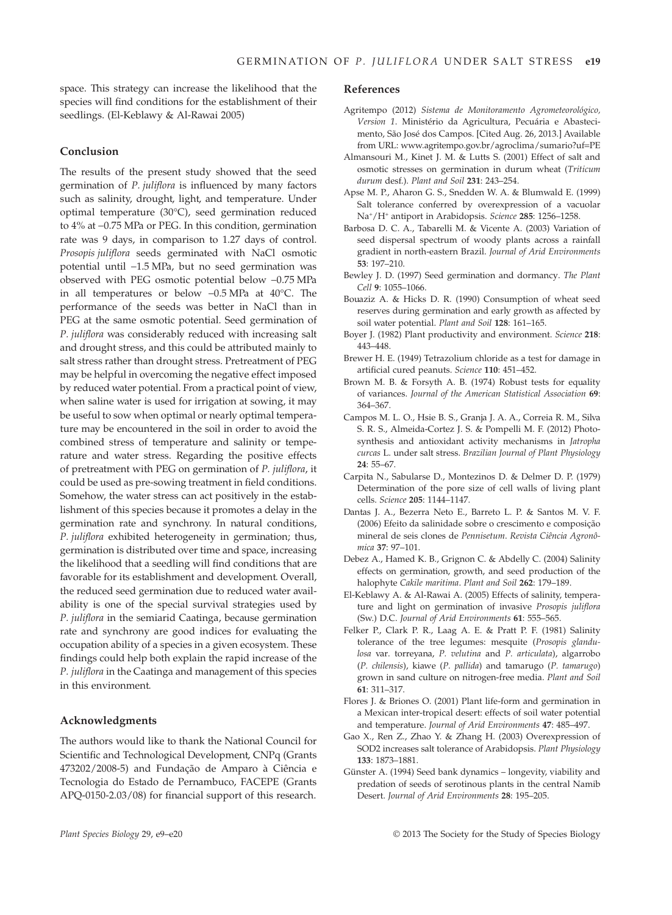space. This strategy can increase the likelihood that the species will find conditions for the establishment of their seedlings. (El-Keblawy & Al-Rawai 2005)

## Conclusion

The results of the present study showed that the seed germination of *P. juliflora* is influenced by many factors such as salinity, drought, light, and temperature. Under optimal temperature (30°C), seed germination reduced to 4% at −0.75 MPa or PEG. In this condition, germination rate was 9 days, in comparison to 1.27 days of control. *Prosopis juliflora* seeds germinated with NaCl osmotic potential until −1.5 MPa, but no seed germination was observed with PEG osmotic potential below −0.75 MPa in all temperatures or below −0.5 MPa at 40°C. The performance of the seeds was better in NaCl than in PEG at the same osmotic potential. Seed germination of *P. juliflora* was considerably reduced with increasing salt and drought stress, and this could be attributed mainly to salt stress rather than drought stress. Pretreatment of PEG may be helpful in overcoming the negative effect imposed by reduced water potential. From a practical point of view, when saline water is used for irrigation at sowing, it may be useful to sow when optimal or nearly optimal temperature may be encountered in the soil in order to avoid the combined stress of temperature and salinity or temperature and water stress. Regarding the positive effects of pretreatment with PEG on germination of *P. juliflora*, it could be used as pre-sowing treatment in field conditions. Somehow, the water stress can act positively in the establishment of this species because it promotes a delay in the germination rate and synchrony. In natural conditions, *P. juliflora* exhibited heterogeneity in germination; thus, germination is distributed over time and space, increasing the likelihood that a seedling will find conditions that are favorable for its establishment and development. Overall, the reduced seed germination due to reduced water availability is one of the special survival strategies used by *P. juliflora* in the semiarid Caatinga, because germination rate and synchrony are good indices for evaluating the occupation ability of a species in a given ecosystem. These findings could help both explain the rapid increase of the *P. juliflora* in the Caatinga and management of this species in this environment.

## Acknowledgments

The authors would like to thank the National Council for Scientific and Technological Development, CNPq (Grants 473202/2008-5) and Fundação de Amparo à Ciência e Tecnologia do Estado de Pernambuco, FACEPE (Grants APQ-0150-2.03/08) for financial support of this research.

## References

Agritempo (2012) *Sistema de Monitoramento Agrometeorológico, Version 1*. Ministério da Agricultura, Pecuária e Abastecimento, São José dos Campos. [Cited Aug. 26, 2013.] Available from URL: www.agritempo.gov.br/agroclima/sumario?uf=PE

Almansouri M., Kinet J. M. & Lutts S. (2001) Effect of salt and osmotic stresses on germination in durum wheat (*Triticum durum* desf.). *Plant and Soil* **231**: 243–254.

Apse M. P., Aharon G. S., Snedden W. A. & Blumwald E. (1999) Salt tolerance conferred by overexpression of a vacuolar $Na^+/H^+$ antiport in Arabidopsis. *Science* **285**: 1256–1258.

Barbosa D. C. A., Tabarelli M. & Vicente A. (2003) Variation of seed dispersal spectrum of woody plants across a rainfall gradient in north-eastern Brazil. *Journal of Arid Environments* **53**: 197–210.

Bewley J. D. (1997) Seed germination and dormancy. *The Plant Cell* **9**: 1055–1066.

Bouaziz A. & Hicks D. R. (1990) Consumption of wheat seed reserves during germination and early growth as affected by soil water potential. *Plant and Soil* **128**: 161–165.

Boyer J. (1982) Plant productivity and environment. *Science* **218**: 443–448.

Brewer H. E. (1949) Tetrazolium chloride as a test for damage in artificial cured peanuts. *Science* **110**: 451–452.

Brown M. B. & Forsyth A. B. (1974) Robust tests for equality of variances. *Journal of the American Statistical Association* **69**: 364–367.

Campos M. L. O., Hsie B. S., Granja J. A. A., Correia R. M., Silva S. R. S., Almeida-Cortez J. S. & Pompelli M. F. (2012) Photosynthesis and antioxidant activity mechanisms in *Jatropha curcas* L. under salt stress. *Brazilian Journal of Plant Physiology* **24**: 55–67.

Carpita N., Sabularse D., Montezinos D. & Delmer D. P. (1979) Determination of the pore size of cell walls of living plant cells. *Science* **205**: 1144–1147.

Dantas J. A., Bezerra Neto E., Barreto L. P. & Santos M. V. F. (2006) Efeito da salinidade sobre o crescimento e composição mineral de seis clones de *Pennisetum*. *Revista Ciência Agronômica* **37**: 97–101.

Debez A., Hamed K. B., Grignon C. & Abdelly C. (2004) Salinity effects on germination, growth, and seed production of the halophyte *Cakile maritima*. *Plant and Soil* **262**: 179–189.

El-Keblawy A. & Al-Rawai A. (2005) Effects of salinity, temperature and light on germination of invasive *Prosopis juliflora* (Sw.) D.C. *Journal of Arid Environments* **61**: 555–565.

Felker P., Clark P. R., Laag A. E. & Pratt P. F. (1981) Salinity tolerance of the tree legumes: mesquite (*Prosopis glandulosa* var. torreyana, *P. velutina* and *P. articulata*), algarrobo (*P. chilensis*), kiawe (*P. pallida*) and tamarugo (*P. tamarugo*) grown in sand culture on nitrogen-free media. *Plant and Soil* **61**: 311–317.

Flores J. & Briones O. (2001) Plant life-form and germination in a Mexican inter-tropical desert: effects of soil water potential and temperature. *Journal of Arid Environments* **47**: 485–497.

Gao X., Ren Z., Zhao Y. & Zhang H. (2003) Overexpression of SOD2 increases salt tolerance of Arabidopsis. *Plant Physiology* **133**: 1873–1881.

Günster A. (1994) Seed bank dynamics – longevity, viability and predation of seeds of serotinous plants in the central Namib Desert. *Journal of Arid Environments* **28**: 195–205.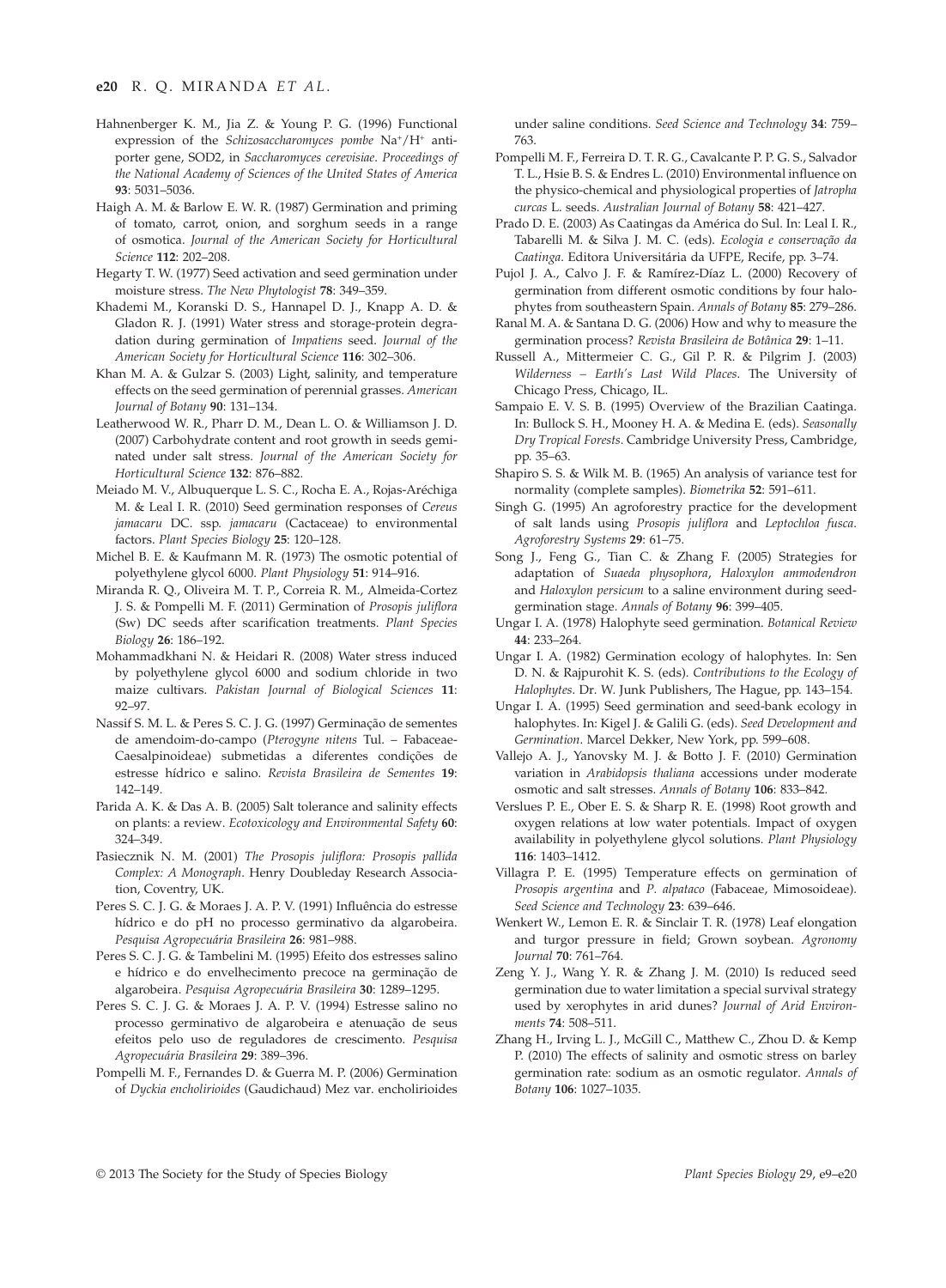Hahnenberger K. M., Jia Z. & Young P. G. (1996) Functional expression of the *Schizosaccharomyces pombe* $Na^+/H^+$ antiporter gene, SOD2, in *Saccharomyces cerevisiae*. *Proceedings of the National Academy of Sciences of the United States of America* **93**: 5031–5036.

Haigh A. M. & Barlow E. W. R. (1987) Germination and priming of tomato, carrot, onion, and sorghum seeds in a range of osmotica. *Journal of the American Society for Horticultural Science* **112**: 202–208.

Hegarty T. W. (1977) Seed activation and seed germination under moisture stress. *The New Phytologist* **78**: 349–359.

Khademi M., Koranski D. S., Hannapel D. J., Knapp A. D. & Gladon R. J. (1991) Water stress and storage-protein degradation during germination of *Impatiens* seed. *Journal of the American Society for Horticultural Science* **116**: 302–306.

Khan M. A. & Gulzar S. (2003) Light, salinity, and temperature effects on the seed germination of perennial grasses. *American Journal of Botany* **90**: 131–134.

Leatherwood W. R., Pharr D. M., Dean L. O. & Williamson J. D. (2007) Carbohydrate content and root growth in seeds geminated under salt stress. *Journal of the American Society for Horticultural Science* **132**: 876–882.

Meiado M. V., Albuquerque L. S. C., Rocha E. A., Rojas-Aréchiga M. & Leal I. R. (2010) Seed germination responses of *Cereus jamacaru* DC. ssp. *jamacaru* (Cactaceae) to environmental factors. *Plant Species Biology* **25**: 120–128.

Michel B. E. & Kaufmann M. R. (1973) The osmotic potential of polyethylene glycol 6000. *Plant Physiology* **51**: 914–916.

Miranda R. Q., Oliveira M. T. P., Correia R. M., Almeida-Cortez J. S. & Pompelli M. F. (2011) Germination of *Prosopis juliflora* (Sw) DC seeds after scarification treatments. *Plant Species Biology* **26**: 186–192.

Mohammadkhani N. & Heidari R. (2008) Water stress induced by polyethylene glycol 6000 and sodium chloride in two maize cultivars. *Pakistan Journal of Biological Sciences* **11**: 92–97.

Nassif S. M. L. & Peres S. C. J. G. (1997) Germinação de sementes de amendoim-do-campo (*Pterogyne nitens* Tul. – Fabaceae-Caesalpinoideae) submetidas a diferentes condições de estresse hídrico e salino. *Revista Brasileira de Sementes* **19**: 142–149.

Parida A. K. & Das A. B. (2005) Salt tolerance and salinity effects on plants: a review. *Ecotoxicology and Environmental Safety* **60**: 324–349.

Pasiecznik N. M. (2001) *The Prosopis juliflora: Prosopis pallida Complex: A Monograph*. Henry Doubleday Research Association, Coventry, UK.

Peres S. C. J. G. & Moraes J. A. P. V. (1991) Influência do estresse hídrico e do pH no processo germinativo da algarobeira. *Pesquisa Agropecuária Brasileira* **26**: 981–988.

Peres S. C. J. G. & Tambelini M. (1995) Efeito dos estresses salino e hídrico e do envelhecimento precoce na germinação de algarobeira. *Pesquisa Agropecuária Brasileira* **30**: 1289–1295.

Peres S. C. J. G. & Moraes J. A. P. V. (1994) Estresse salino no processo germinativo de algarobeira e atenuação de seus efeitos pelo uso de reguladores de crescimento. *Pesquisa Agropecuária Brasileira* **29**: 389–396.

Pompelli M. F., Fernandes D. & Guerra M. P. (2006) Germination of *Dyckia encholirioides* (Gaudichaud) Mez var. encholirioides under saline conditions. *Seed Science and Technology* **34**: 759–763.

Pompelli M. F., Ferreira D. T. R. G., Cavalcante P. P. G. S., Salvador T. L., Hsie B. S. & Endres L. (2010) Environmental influence on the physico-chemical and physiological properties of *Jatropha curcas* L. seeds. *Australian Journal of Botany* **58**: 421–427.

Prado D. E. (2003) As Caatingas da América do Sul. In: Leal I. R., Tabarelli M. & Silva J. M. C. (eds). *Ecologia e conservação da Caatinga*. Editora Universitária da UFPE, Recife, pp. 3–74.

Pujol J. A., Calvo J. F. & Ramírez-Díaz L. (2000) Recovery of germination from different osmotic conditions by four halophytes from southeastern Spain. *Annals of Botany* **85**: 279–286.

Ranal M. A. & Santana D. G. (2006) How and why to measure the germination process? *Revista Brasileira de Botânica* **29**: 1–11.

Russell A., Mittermeier C. G., Gil P. R. & Pilgrim J. (2003) *Wilderness – Earth's Last Wild Places*. The University of Chicago Press, Chicago, IL.

Sampaio E. V. S. B. (1995) Overview of the Brazilian Caatinga. In: Bullock S. H., Mooney H. A. & Medina E. (eds). *Seasonally Dry Tropical Forests*. Cambridge University Press, Cambridge, pp. 35–63.

Shapiro S. S. & Wilk M. B. (1965) An analysis of variance test for normality (complete samples). *Biometrika* **52**: 591–611.

Singh G. (1995) An agroforestry practice for the development of salt lands using *Prosopis juliflora* and *Leptochloa fusca*. *Agroforestry Systems* **29**: 61–75.

Song J., Feng G., Tian C. & Zhang F. (2005) Strategies for adaptation of *Suaeda physophora*, *Haloxylon ammodendron* and *Haloxylon persicum* to a saline environment during seed-germination stage. *Annals of Botany* **96**: 399–405.

Ungar I. A. (1978) Halophyte seed germination. *Botanical Review* **44**: 233–264.

Ungar I. A. (1982) Germination ecology of halophytes. In: Sen D. N. & Rajpurohit K. S. (eds). *Contributions to the Ecology of Halophytes*. Dr. W. Junk Publishers, The Hague, pp. 143–154.

Ungar I. A. (1995) Seed germination and seed-bank ecology in halophytes. In: Kigel J. & Galili G. (eds). *Seed Development and Germination*. Marcel Dekker, New York, pp. 599–608.

Vallejo A. J., Yanovsky M. J. & Botto J. F. (2010) Germination variation in *Arabidopsis thaliana* accessions under moderate osmotic and salt stresses. *Annals of Botany* **106**: 833–842.

Verslues P. E., Ober E. S. & Sharp R. E. (1998) Root growth and oxygen relations at low water potentials. Impact of oxygen availability in polyethylene glycol solutions. *Plant Physiology* **116**: 1403–1412.

Villagra P. E. (1995) Temperature effects on germination of *Prosopis argentina* and *P. alpataco* (Fabaceae, Mimosoideae). *Seed Science and Technology* **23**: 639–646.

Wenkert W., Lemon E. R. & Sinclair T. R. (1978) Leaf elongation and turgor pressure in field; Grown soybean. *Agronomy Journal* **70**: 761–764.

Zeng Y. J., Wang Y. R. & Zhang J. M. (2010) Is reduced seed germination due to water limitation a special survival strategy used by xerophytes in arid dunes? *Journal of Arid Environments* **74**: 508–511.

Zhang H., Irving L. J., McGill C., Matthew C., Zhou D. & Kemp P. (2010) The effects of salinity and osmotic stress on barley germination rate: sodium as an osmotic regulator. *Annals of Botany* **106**: 1027–1035.